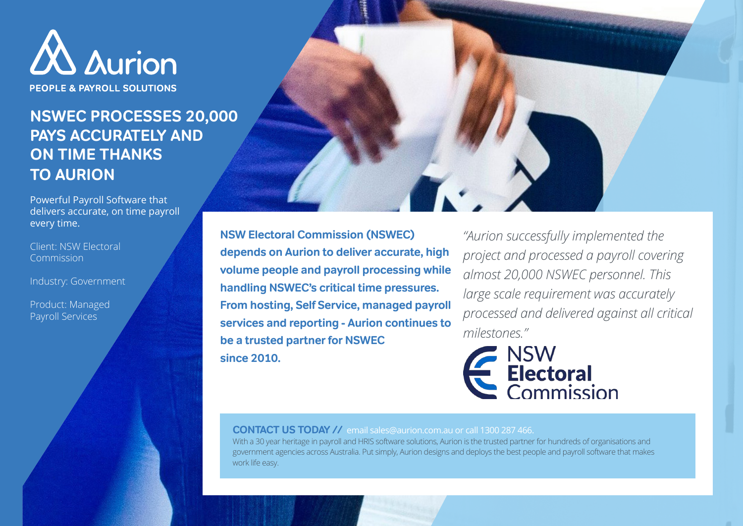Aurion

PEOPLE & PAYROLL SOLUTIONS

# NSWEC PROCESSES 20,000 PAYS ACCURATELY AND ON TIME THANKS TO AURION

Powerful Payroll Software that delivers accurate, on time payroll every time.

Client: NSW Electoral Commission

Industry: Government

Product: Managed Payroll Services

**NSW Electoral Commission (NSWEC) depends on Aurion to deliver accurate, high volume people and payroll processing while handling NSWEC's critical time pressures. From hosting, Self Service, managed payroll services and reporting - Aurion continues to be a trusted partner for NSWEC since 2010.**

*"Aurion successfully implemented the project and processed a payroll covering almost 20,000 NSWEC personnel. This large scale requirement was accurately processed and delivered against all critical milestones."*

NSW Electoral Commission

**CONTACT US TODAY //** email sales@aurion.com.au or call 1300 287 466.

With a 30 year heritage in payroll and HRIS software solutions, Aurion is the trusted partner for hundreds of organisations and government agencies across Australia. Put simply, Aurion designs and deploys the best people and payroll software that makes work life easy.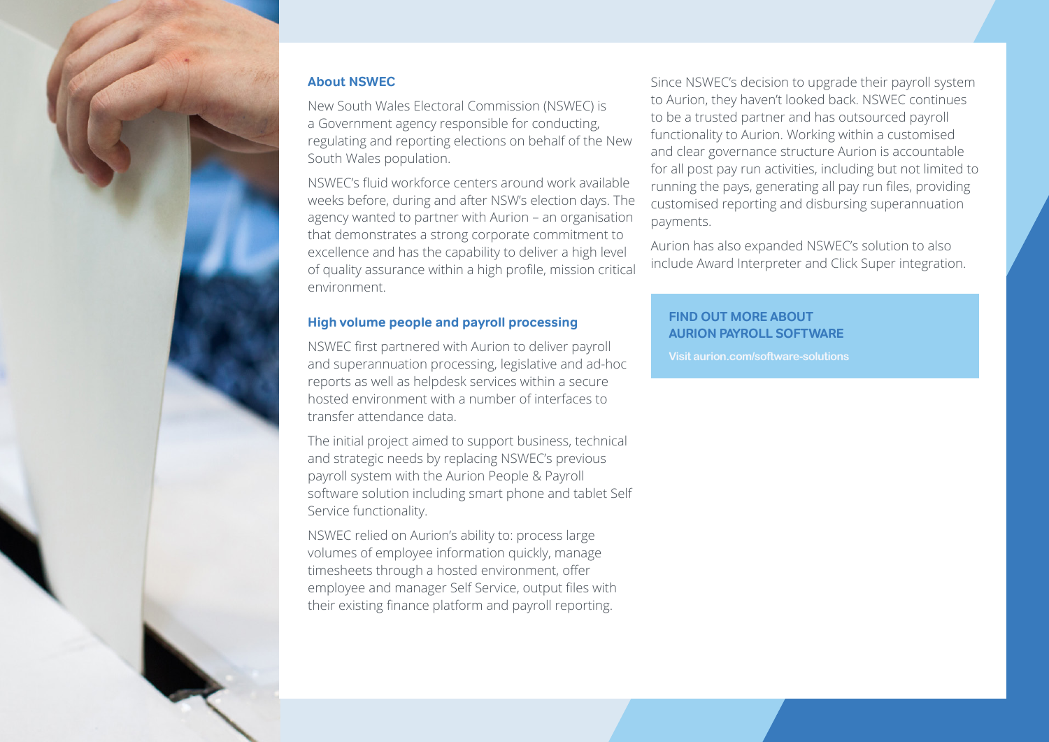## About NSWEC

New South Wales Electoral Commission (NSWEC) is a Government agency responsible for conducting, regulating and reporting elections on behalf of the New South Wales population.

NSWEC's fluid workforce centers around work available weeks before, during and after NSW's election days. The agency wanted to partner with Aurion – an organisation that demonstrates a strong corporate commitment to excellence and has the capability to deliver a high level of quality assurance within a high profile, mission critical environment.

## High volume people and payroll processing

NSWEC first partnered with Aurion to deliver payroll and superannuation processing, legislative and ad-hoc reports as well as helpdesk services within a secure hosted environment with a number of interfaces to transfer attendance data.

The initial project aimed to support business, technical and strategic needs by replacing NSWEC's previous payroll system with the Aurion People & Payroll software solution including smart phone and tablet Self Service functionality.

NSWEC relied on Aurion's ability to: process large volumes of employee information quickly, manage timesheets through a hosted environment, offer employee and manager Self Service, output files with their existing finance platform and payroll reporting.

Since NSWEC's decision to upgrade their payroll system to Aurion, they haven't looked back. NSWEC continues to be a trusted partner and has outsourced payroll functionality to Aurion. Working within a customised and clear governance structure Aurion is accountable for all post pay run activities, including but not limited to running the pays, generating all pay run files, providing customised reporting and disbursing superannuation payments.

Aurion has also expanded NSWEC's solution to also include Award Interpreter and Click Super integration.

**FIND OUT MORE ABOUT AURION PAYROLL SOFTWARE**

Visit aurion.com/software-solutions